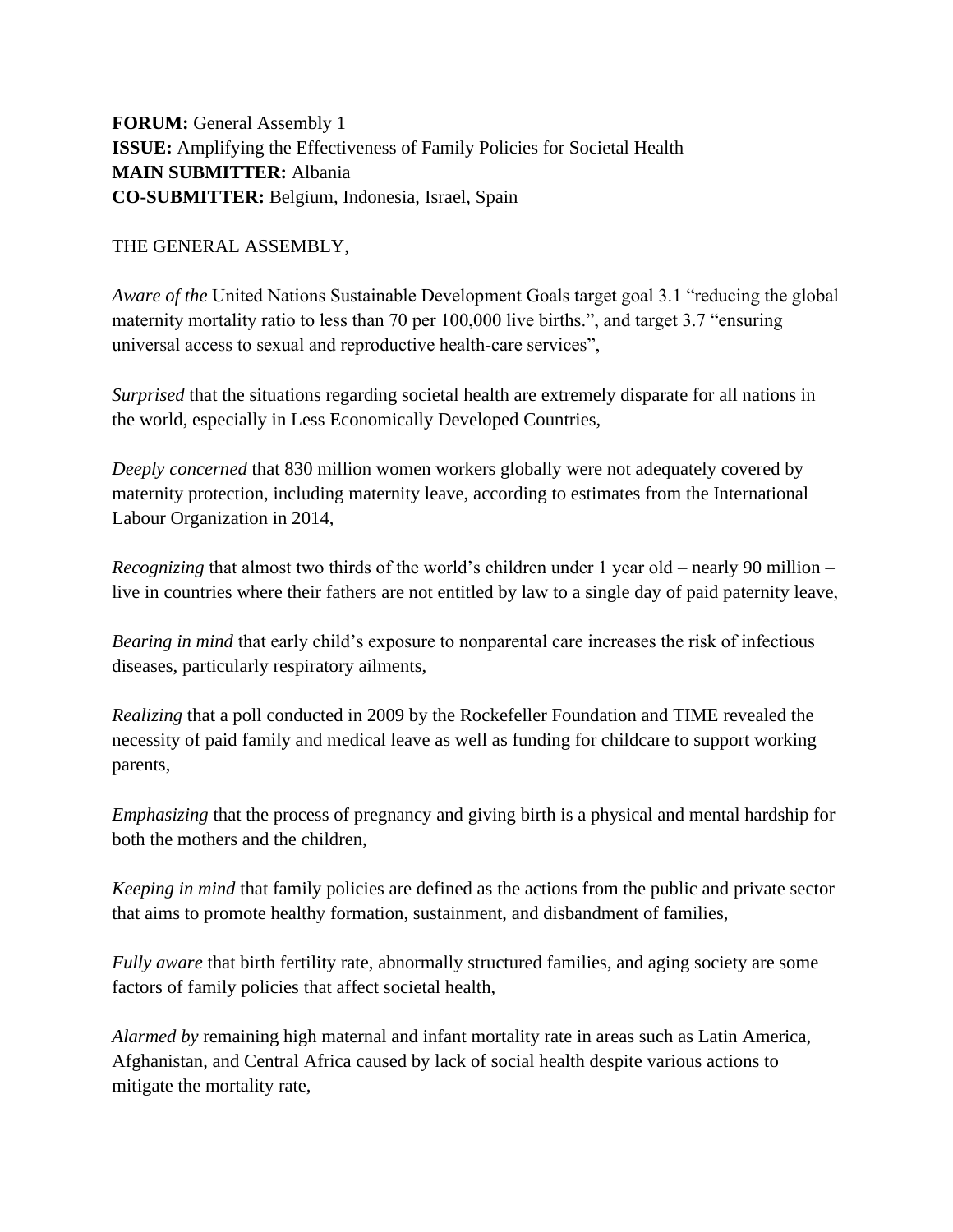**FORUM:** General Assembly 1
**ISSUE:** Amplifying the Effectiveness of Family Policies for Societal Health
**MAIN SUBMITTER:** Albania
**CO-SUBMITTER:** Belgium, Indonesia, Israel, Spain

THE GENERAL ASSEMBLY,

*Aware of the* United Nations Sustainable Development Goals target goal 3.1 "reducing the global maternity mortality ratio to less than 70 per 100,000 live births.", and target 3.7 "ensuring universal access to sexual and reproductive health-care services",

*Surprised* that the situations regarding societal health are extremely disparate for all nations in the world, especially in Less Economically Developed Countries,

*Deeply concerned* that 830 million women workers globally were not adequately covered by maternity protection, including maternity leave, according to estimates from the International Labour Organization in 2014,

*Recognizing* that almost two thirds of the world's children under 1 year old – nearly 90 million – live in countries where their fathers are not entitled by law to a single day of paid paternity leave,

*Bearing in mind* that early child's exposure to nonparental care increases the risk of infectious diseases, particularly respiratory ailments,

*Realizing* that a poll conducted in 2009 by the Rockefeller Foundation and TIME revealed the necessity of paid family and medical leave as well as funding for childcare to support working parents,

*Emphasizing* that the process of pregnancy and giving birth is a physical and mental hardship for both the mothers and the children,

*Keeping in mind* that family policies are defined as the actions from the public and private sector that aims to promote healthy formation, sustainment, and disbandment of families,

*Fully aware* that birth fertility rate, abnormally structured families, and aging society are some factors of family policies that affect societal health,

*Alarmed by* remaining high maternal and infant mortality rate in areas such as Latin America, Afghanistan, and Central Africa caused by lack of social health despite various actions to mitigate the mortality rate,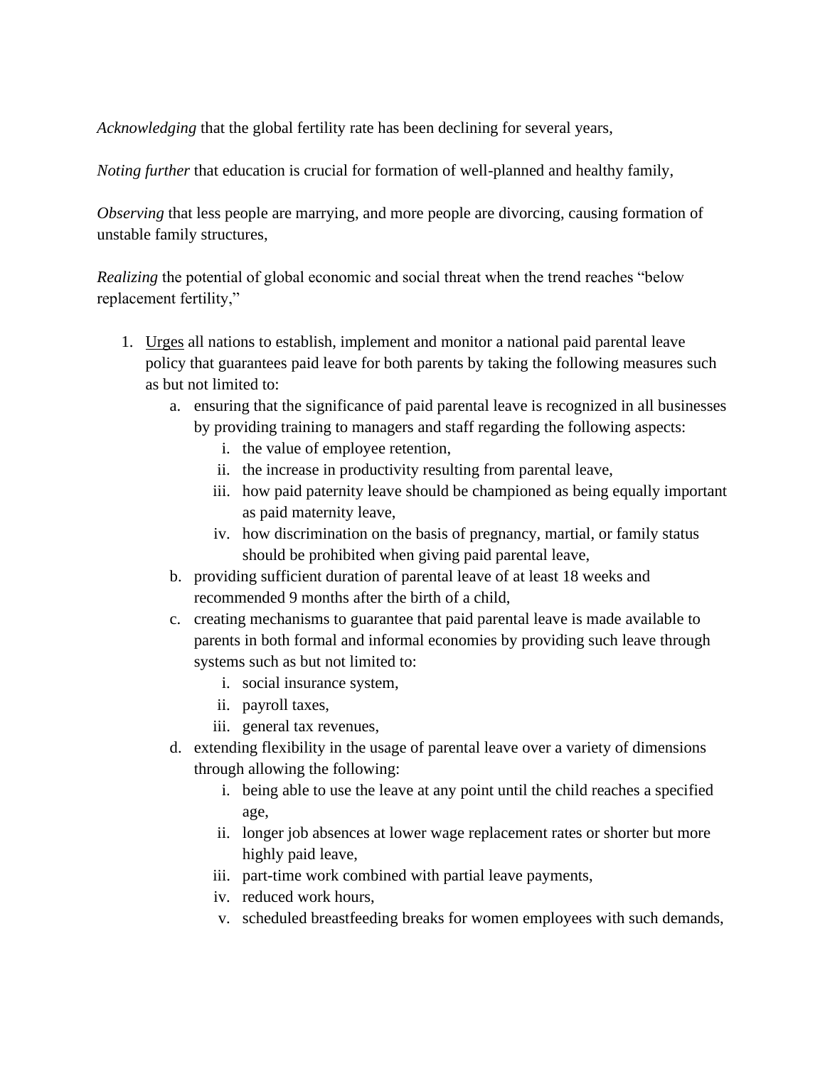*Acknowledging* that the global fertility rate has been declining for several years,

*Noting further* that education is crucial for formation of well-planned and healthy family,

*Observing* that less people are marrying, and more people are divorcing, causing formation of unstable family structures,

*Realizing* the potential of global economic and social threat when the trend reaches "below replacement fertility,"

1. <u>Urges</u> all nations to establish, implement and monitor a national paid parental leave policy that guarantees paid leave for both parents by taking the following measures such as but not limited to:
    a. ensuring that the significance of paid parental leave is recognized in all businesses by providing training to managers and staff regarding the following aspects:
        i. the value of employee retention,
        ii. the increase in productivity resulting from parental leave,
        iii. how paid paternity leave should be championed as being equally important as paid maternity leave,
        iv. how discrimination on the basis of pregnancy, martial, or family status should be prohibited when giving paid parental leave,
    b. providing sufficient duration of parental leave of at least 18 weeks and recommended 9 months after the birth of a child,
    c. creating mechanisms to guarantee that paid parental leave is made available to parents in both formal and informal economies by providing such leave through systems such as but not limited to:
        i. social insurance system,
        ii. payroll taxes,
        iii. general tax revenues,
    d. extending flexibility in the usage of parental leave over a variety of dimensions through allowing the following:
        i. being able to use the leave at any point until the child reaches a specified age,
        ii. longer job absences at lower wage replacement rates or shorter but more highly paid leave,
        iii. part-time work combined with partial leave payments,
        iv. reduced work hours,
        v. scheduled breastfeeding breaks for women employees with such demands,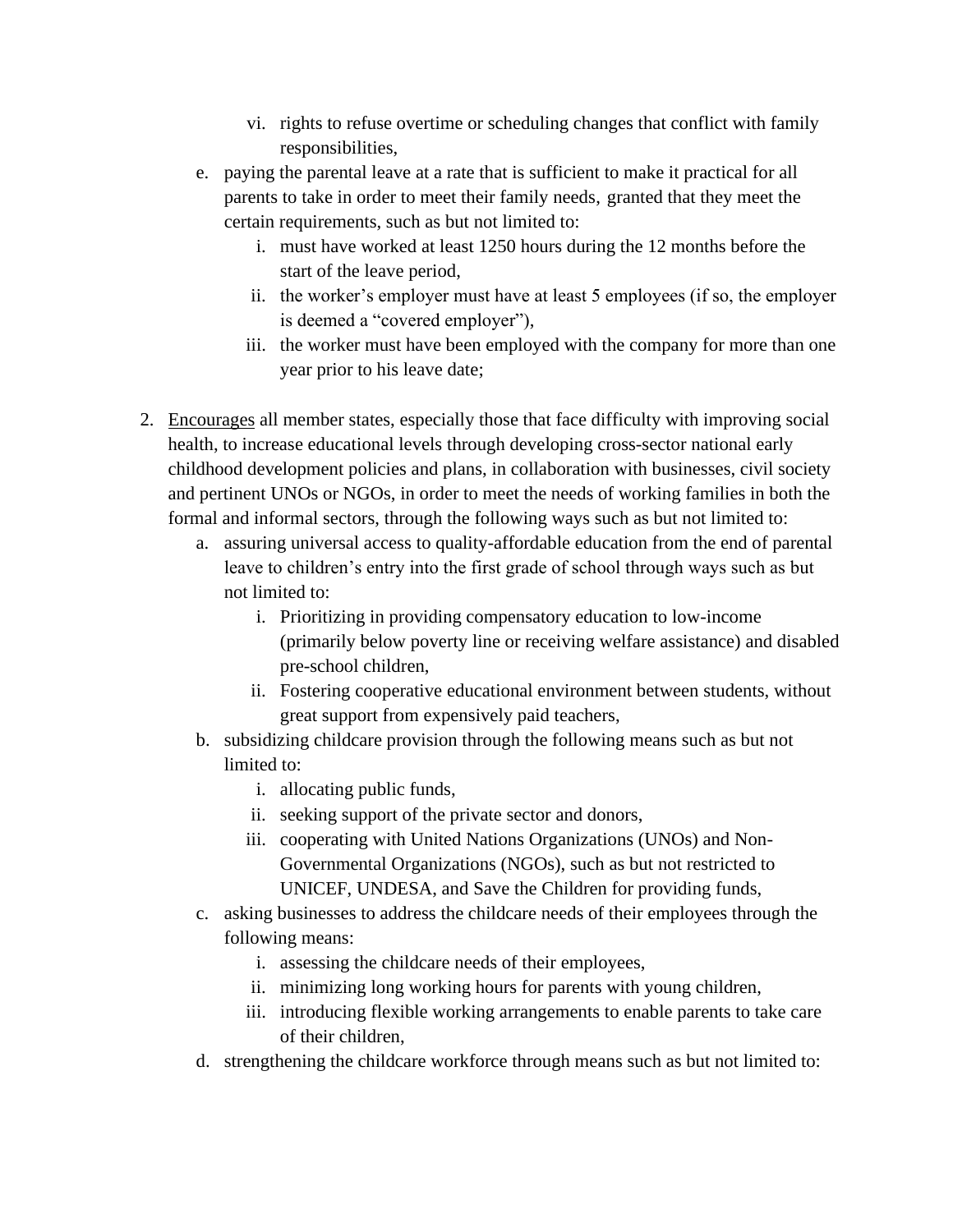vi. rights to refuse overtime or scheduling changes that conflict with family responsibilities,

    e. paying the parental leave at a rate that is sufficient to make it practical for all parents to take in order to meet their family needs, granted that they meet the certain requirements, such as but not limited to:
        i. must have worked at least 1250 hours during the 12 months before the start of the leave period,
        ii. the worker's employer must have at least 5 employees (if so, the employer is deemed a "covered employer"),
        iii. the worker must have been employed with the company for more than one year prior to his leave date;

2. <u>Encourages</u> all member states, especially those that face difficulty with improving social health, to increase educational levels through developing cross-sector national early childhood development policies and plans, in collaboration with businesses, civil society and pertinent UNOs or NGOs, in order to meet the needs of working families in both the formal and informal sectors, through the following ways such as but not limited to:
    a. assuring universal access to quality-affordable education from the end of parental leave to children's entry into the first grade of school through ways such as but not limited to:
        i. Prioritizing in providing compensatory education to low-income (primarily below poverty line or receiving welfare assistance) and disabled pre-school children,
        ii. Fostering cooperative educational environment between students, without great support from expensively paid teachers,
    b. subsidizing childcare provision through the following means such as but not limited to:
        i. allocating public funds,
        ii. seeking support of the private sector and donors,
        iii. cooperating with United Nations Organizations (UNOs) and Non-Governmental Organizations (NGOs), such as but not restricted to UNICEF, UNDESA, and Save the Children for providing funds,
    c. asking businesses to address the childcare needs of their employees through the following means:
        i. assessing the childcare needs of their employees,
        ii. minimizing long working hours for parents with young children,
        iii. introducing flexible working arrangements to enable parents to take care of their children,
    d. strengthening the childcare workforce through means such as but not limited to: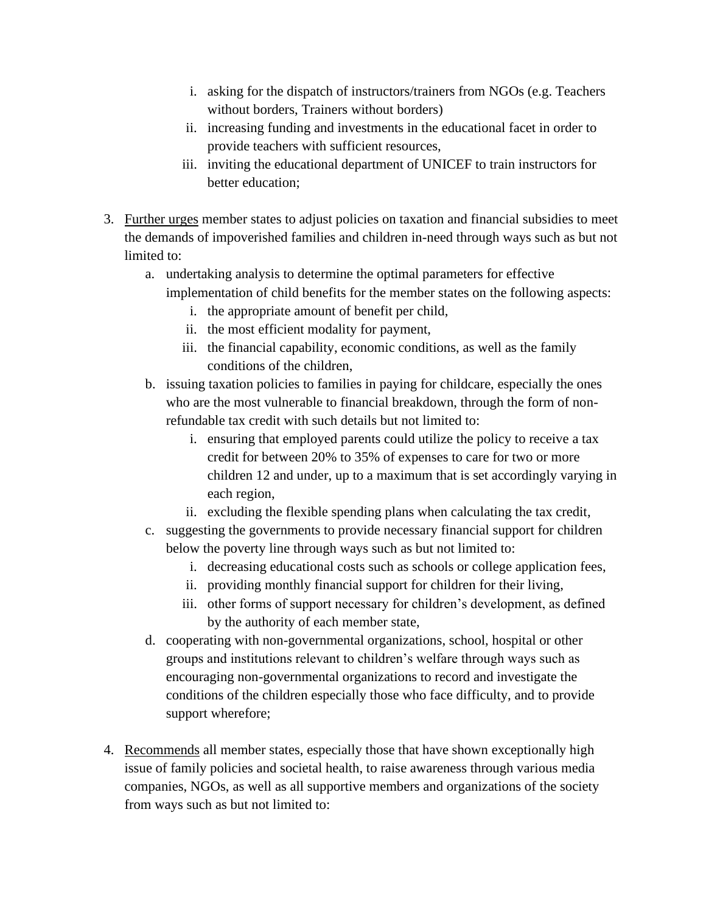i. asking for the dispatch of instructors/trainers from NGOs (e.g. Teachers without borders, Trainers without borders)
    ii. increasing funding and investments in the educational facet in order to provide teachers with sufficient resources,
    iii. inviting the educational department of UNICEF to train instructors for better education;

3. <u>Further urges</u> member states to adjust policies on taxation and financial subsidies to meet the demands of impoverished families and children in-need through ways such as but not limited to:
    a. undertaking analysis to determine the optimal parameters for effective implementation of child benefits for the member states on the following aspects:
        i. the appropriate amount of benefit per child,
        ii. the most efficient modality for payment,
        iii. the financial capability, economic conditions, as well as the family conditions of the children,
    b. issuing taxation policies to families in paying for childcare, especially the ones who are the most vulnerable to financial breakdown, through the form of non-refundable tax credit with such details but not limited to:
        i. ensuring that employed parents could utilize the policy to receive a tax credit for between 20% to 35% of expenses to care for two or more children 12 and under, up to a maximum that is set accordingly varying in each region,
        ii. excluding the flexible spending plans when calculating the tax credit,
    c. suggesting the governments to provide necessary financial support for children below the poverty line through ways such as but not limited to:
        i. decreasing educational costs such as schools or college application fees,
        ii. providing monthly financial support for children for their living,
        iii. other forms of support necessary for children's development, as defined by the authority of each member state,
    d. cooperating with non-governmental organizations, school, hospital or other groups and institutions relevant to children's welfare through ways such as encouraging non-governmental organizations to record and investigate the conditions of the children especially those who face difficulty, and to provide support wherefore;

4. <u>Recommends</u> all member states, especially those that have shown exceptionally high issue of family policies and societal health, to raise awareness through various media companies, NGOs, as well as all supportive members and organizations of the society from ways such as but not limited to: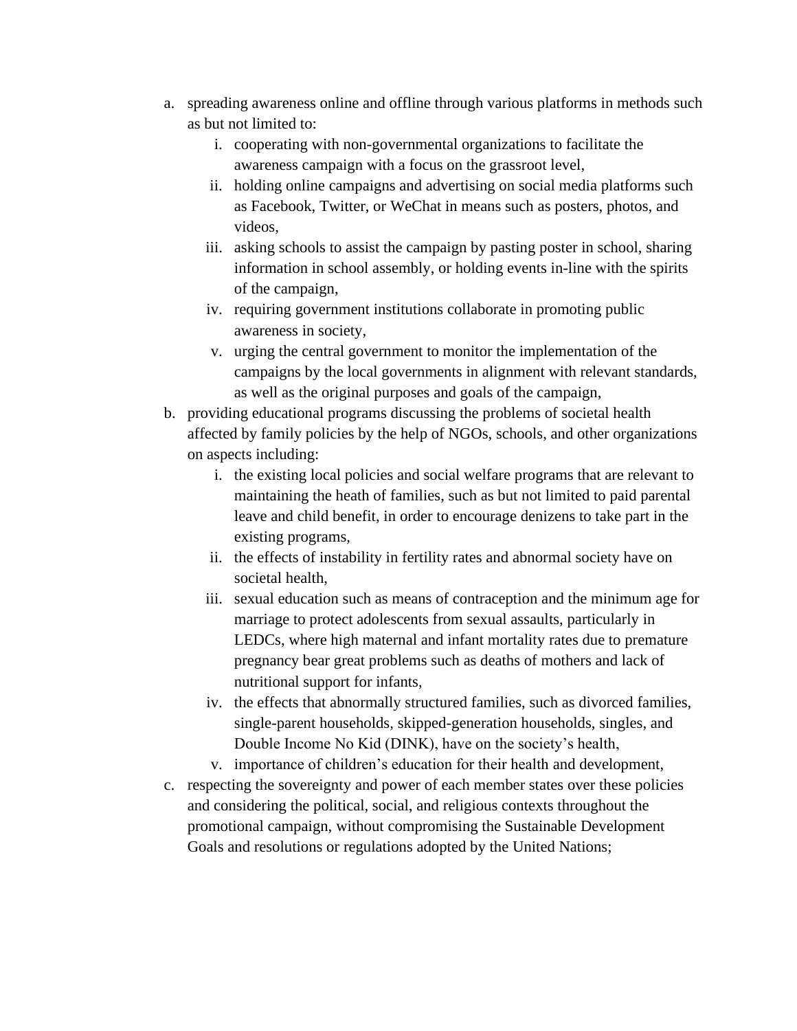a. spreading awareness online and offline through various platforms in methods such as but not limited to:
    i. cooperating with non-governmental organizations to facilitate the awareness campaign with a focus on the grassroot level,
    ii. holding online campaigns and advertising on social media platforms such as Facebook, Twitter, or WeChat in means such as posters, photos, and videos,
    iii. asking schools to assist the campaign by pasting poster in school, sharing information in school assembly, or holding events in-line with the spirits of the campaign,
    iv. requiring government institutions collaborate in promoting public awareness in society,
    v. urging the central government to monitor the implementation of the campaigns by the local governments in alignment with relevant standards, as well as the original purposes and goals of the campaign,
b. providing educational programs discussing the problems of societal health affected by family policies by the help of NGOs, schools, and other organizations on aspects including:
    i. the existing local policies and social welfare programs that are relevant to maintaining the heath of families, such as but not limited to paid parental leave and child benefit, in order to encourage denizens to take part in the existing programs,
    ii. the effects of instability in fertility rates and abnormal society have on societal health,
    iii. sexual education such as means of contraception and the minimum age for marriage to protect adolescents from sexual assaults, particularly in LEDCs, where high maternal and infant mortality rates due to premature pregnancy bear great problems such as deaths of mothers and lack of nutritional support for infants,
    iv. the effects that abnormally structured families, such as divorced families, single-parent households, skipped-generation households, singles, and Double Income No Kid (DINK), have on the society's health,
    v. importance of children's education for their health and development,
c. respecting the sovereignty and power of each member states over these policies and considering the political, social, and religious contexts throughout the promotional campaign, without compromising the Sustainable Development Goals and resolutions or regulations adopted by the United Nations;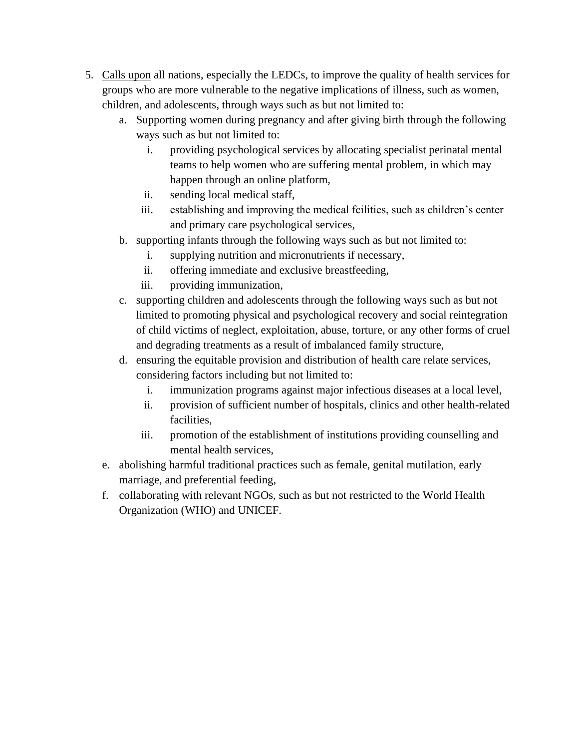5. <u>Calls upon</u> all nations, especially the LEDCs, to improve the quality of health services for groups who are more vulnerable to the negative implications of illness, such as women, children, and adolescents, through ways such as but not limited to:
    a. Supporting women during pregnancy and after giving birth through the following ways such as but not limited to:
        i. providing psychological services by allocating specialist perinatal mental teams to help women who are suffering mental problem, in which may happen through an online platform,
        ii. sending local medical staff,
        iii. establishing and improving the medical fcilities, such as children's center and primary care psychological services,
    b. supporting infants through the following ways such as but not limited to:
        i. supplying nutrition and micronutrients if necessary,
        ii. offering immediate and exclusive breastfeeding,
        iii. providing immunization,
    c. supporting children and adolescents through the following ways such as but not limited to promoting physical and psychological recovery and social reintegration of child victims of neglect, exploitation, abuse, torture, or any other forms of cruel and degrading treatments as a result of imbalanced family structure,
    d. ensuring the equitable provision and distribution of health care relate services, considering factors including but not limited to:
        i. immunization programs against major infectious diseases at a local level,
        ii. provision of sufficient number of hospitals, clinics and other health-related facilities,
        iii. promotion of the establishment of institutions providing counselling and mental health services,
    e. abolishing harmful traditional practices such as female, genital mutilation, early marriage, and preferential feeding,
    f. collaborating with relevant NGOs, such as but not restricted to the World Health Organization (WHO) and UNICEF.